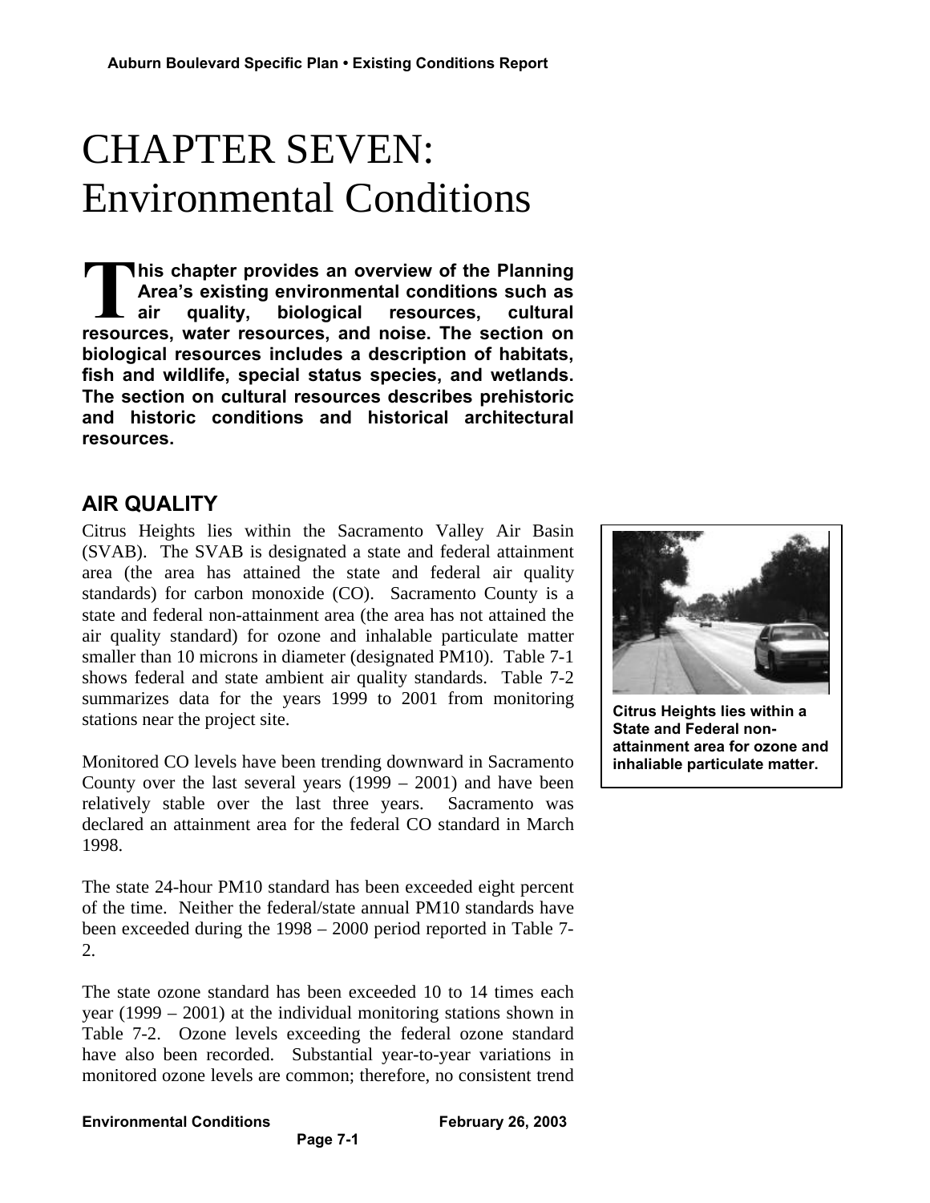# CHAPTER SEVEN: Environmental Conditions

**This chapter provides an overview of the Planning Area's existing environmental conditions such as air quality, biological resources, cultural resources, water resources, and noise. The section on biological resources includes a description of habitats, fish and wildlife, special status species, and wetlands. The section on cultural resources describes prehistoric and historic conditions and historical architectural resources.**

## AIR QUALITY

Citrus Heights lies within the Sacramento Valley Air Basin (SVAB). The SVAB is designated a state and federal attainment area (the area has attained the state and federal air quality standards) for carbon monoxide (CO). Sacramento County is a state and federal non-attainment area (the area has not attained the air quality standard) for ozone and inhalable particulate matter smaller than 10 microns in diameter (designated PM10). Table 7-1 shows federal and state ambient air quality standards. Table 7-2 summarizes data for the years 1999 to 2001 from monitoring stations near the project site.

**Citrus Heights lies within a State and Federal non-attainment area for ozone and inhaliable particulate matter.**

Monitored CO levels have been trending downward in Sacramento County over the last several years (1999 – 2001) and have been relatively stable over the last three years. Sacramento was declared an attainment area for the federal CO standard in March 1998.

The state 24-hour PM10 standard has been exceeded eight percent of the time. Neither the federal/state annual PM10 standards have been exceeded during the 1998 – 2000 period reported in Table 7-2.

The state ozone standard has been exceeded 10 to 14 times each year (1999 – 2001) at the individual monitoring stations shown in Table 7-2. Ozone levels exceeding the federal ozone standard have also been recorded. Substantial year-to-year variations in monitored ozone levels are common; therefore, no consistent trend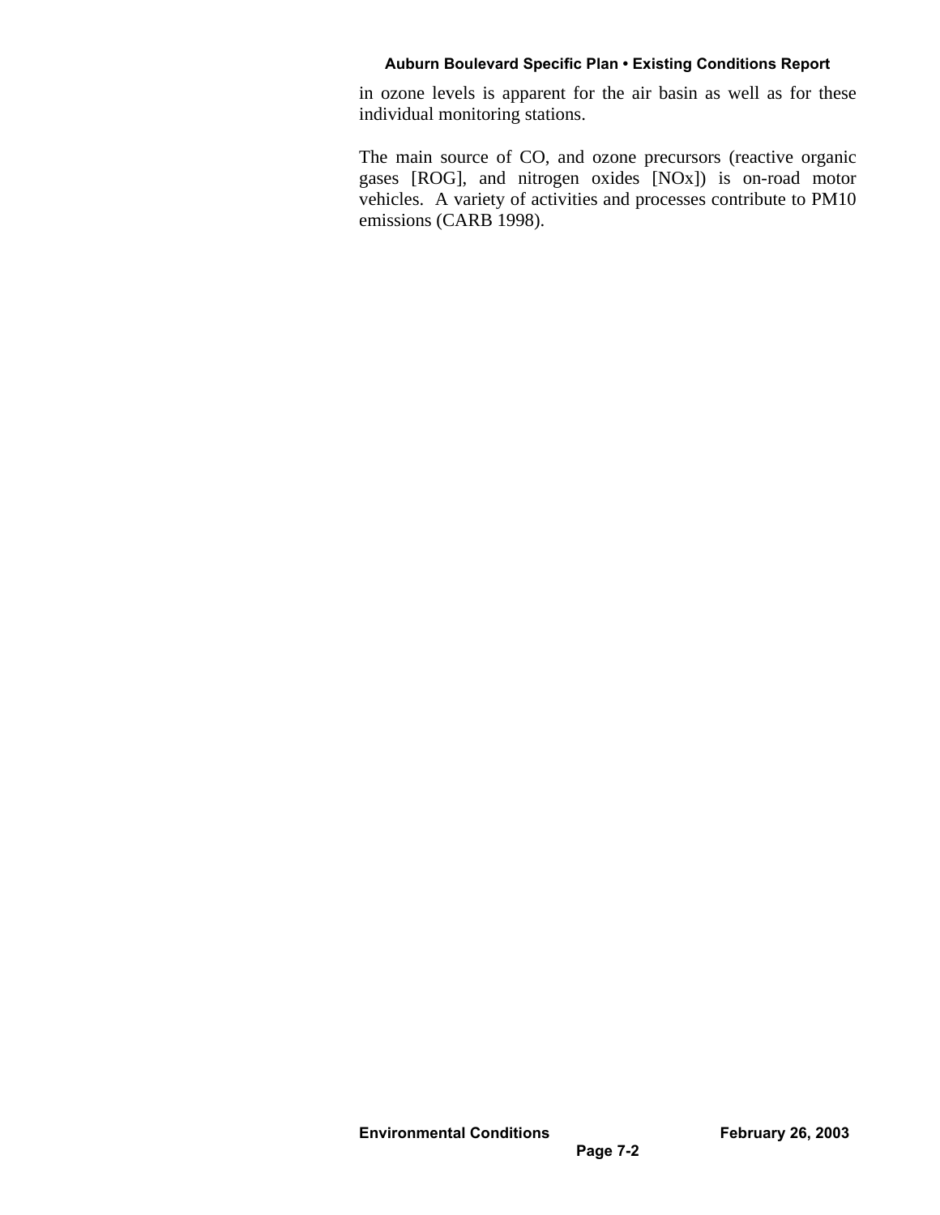in ozone levels is apparent for the air basin as well as for these individual monitoring stations.

The main source of CO, and ozone precursors (reactive organic gases [ROG], and nitrogen oxides [NOx]) is on-road motor vehicles. A variety of activities and processes contribute to PM10 emissions (CARB 1998).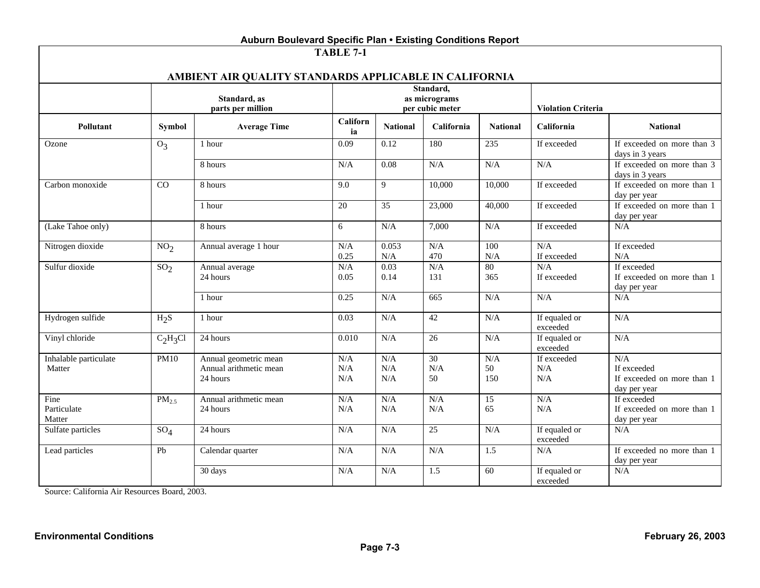**TABLE 7-1**

**AMBIENT AIR QUALITY STANDARDS APPLICABLE IN CALIFORNIA**

| | | Standard, as parts per million | | | Standard, as micrograms per cubic meter | | Violation Criteria | |
|---|---|---|---|---|---|---|---|---|
| **Pollutant** | **Symbol** | **Average Time** | **California** | **National** | **California** | **National** | **California** | **National** |
| Ozone | $O_3$ | 1 hour | 0.09 | 0.12 | 180 | 235 | If exceeded | If exceeded on more than 3 days in 3 years |
| | | 8 hours | N/A | 0.08 | N/A | N/A | N/A | If exceeded on more than 3 days in 3 years |
| Carbon monoxide | CO | 8 hours | 9.0 | 9 | 10,000 | 10,000 | If exceeded | If exceeded on more than 1 day per year |
| | | 1 hour | 20 | 35 | 23,000 | 40,000 | If exceeded | If exceeded on more than 1 day per year |
| (Lake Tahoe only) | | 8 hours | 6 | N/A | 7,000 | N/A | If exceeded | N/A |
| Nitrogen dioxide | $NO_2$ | Annual average 1 hour | N/A<br>0.25 | 0.053<br>N/A | N/A<br>470 | 100<br>N/A | N/A<br>If exceeded | If exceeded<br>N/A |
| Sulfur dioxide | $SO_2$ | Annual average<br>24 hours | N/A<br>0.05 | 0.03<br>0.14 | N/A<br>131 | 80<br>365 | N/A<br>If exceeded | If exceeded<br>If exceeded on more than 1 day per year |
| | | 1 hour | 0.25 | N/A | 665 | N/A | N/A | N/A |
| Hydrogen sulfide | $H_2S$ | 1 hour | 0.03 | N/A | 42 | N/A | If equaled or exceeded | N/A |
| Vinyl chloride | $C_2H_3Cl$ | 24 hours | 0.010 | N/A | 26 | N/A | If equaled or exceeded | N/A |
| Inhalable particulate Matter | PM10 | Annual geometric mean<br>Annual arithmetic mean<br>24 hours | N/A<br>N/A<br>N/A | N/A<br>N/A<br>N/A | 30<br>N/A<br>50 | N/A<br>50<br>150 | If exceeded<br>N/A<br>N/A | N/A<br>If exceeded<br>If exceeded on more than 1 day per year |
| Fine Particulate Matter | $PM_{2.5}$ | Annual arithmetic mean<br>24 hours | N/A<br>N/A | N/A<br>N/A | N/A<br>N/A | 15<br>65 | N/A<br>N/A | If exceeded<br>If exceeded on more than 1 day per year |
| Sulfate particles | $SO_4$ | 24 hours | N/A | N/A | 25 | N/A | If equaled or exceeded | N/A |
| Lead particles | Pb | Calendar quarter | N/A | N/A | N/A | 1.5 | N/A | If exceeded no more than 1 day per year |
| | | 30 days | N/A | N/A | 1.5 | 60 | If equaled or exceeded | N/A |

Source: California Air Resources Board, 2003.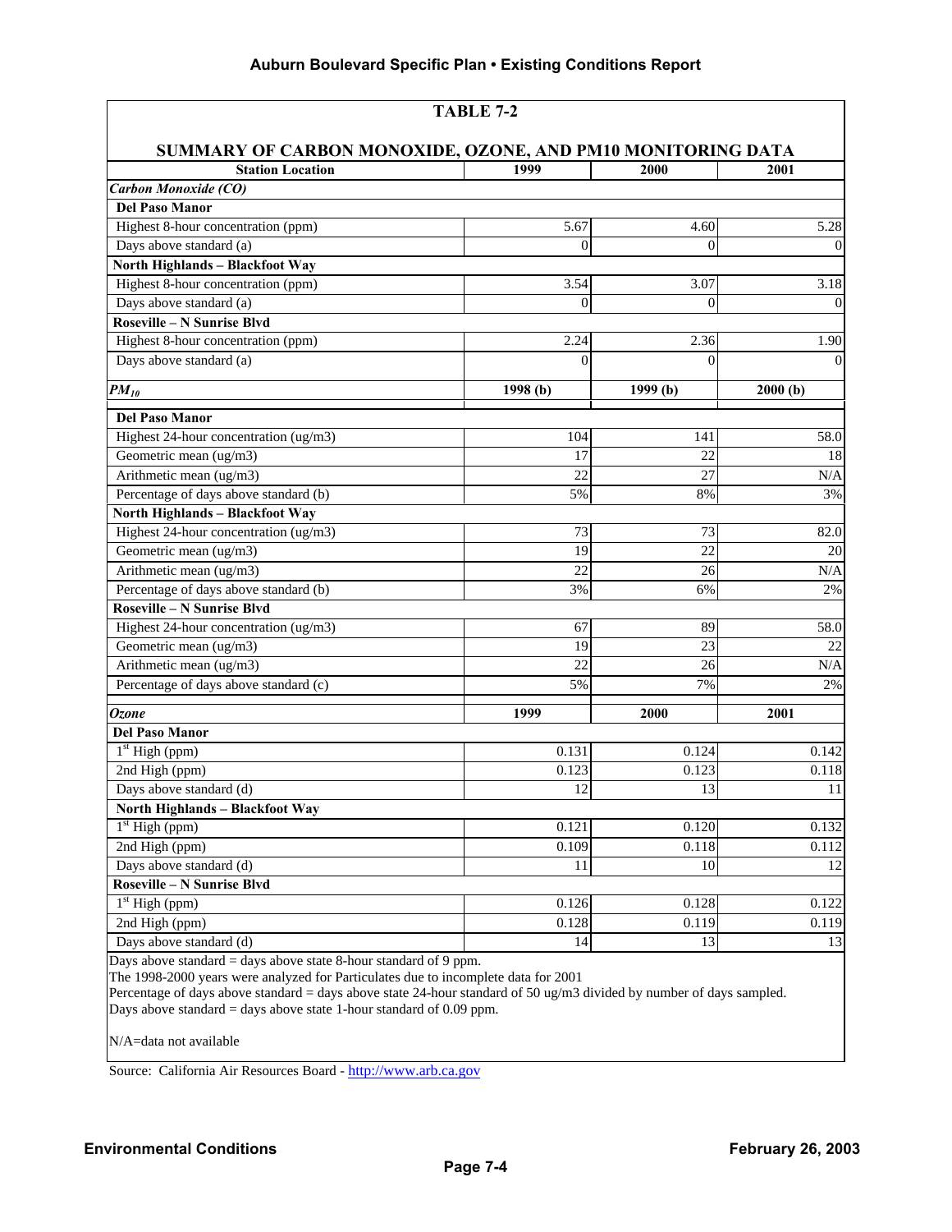**TABLE 7-2**

**SUMMARY OF CARBON MONOXIDE, OZONE, AND PM10 MONITORING DATA**

| Station Location | 1999 | 2000 | 2001 |
|---|---|---|---|
| ***Carbon Monoxide (CO)*** | | | |
| **Del Paso Manor** | | | |
| Highest 8-hour concentration (ppm) | 5.67 | 4.60 | 5.28 |
| Days above standard (a) | 0 | 0 | 0 |
| **North Highlands – Blackfoot Way** | | | |
| Highest 8-hour concentration (ppm) | 3.54 | 3.07 | 3.18 |
| Days above standard (a) | 0 | 0 | 0 |
| **Roseville – N Sunrise Blvd** | | | |
| Highest 8-hour concentration (ppm) | 2.24 | 2.36 | 1.90 |
| Days above standard (a) | 0 | 0 | 0 |
| ***$PM_{10}$*** | **1998 (b)** | **1999 (b)** | **2000 (b)** |
| **Del Paso Manor** | | | |
| Highest 24-hour concentration (ug/m3) | 104 | 141 | 58.0 |
| Geometric mean (ug/m3) | 17 | 22 | 18 |
| Arithmetic mean (ug/m3) | 22 | 27 | N/A |
| Percentage of days above standard (b) | 5% | 8% | 3% |
| **North Highlands – Blackfoot Way** | | | |
| Highest 24-hour concentration (ug/m3) | 73 | 73 | 82.0 |
| Geometric mean (ug/m3) | 19 | 22 | 20 |
| Arithmetic mean (ug/m3) | 22 | 26 | N/A |
| Percentage of days above standard (b) | 3% | 6% | 2% |
| **Roseville – N Sunrise Blvd** | | | |
| Highest 24-hour concentration (ug/m3) | 67 | 89 | 58.0 |
| Geometric mean (ug/m3) | 19 | 23 | 22 |
| Arithmetic mean (ug/m3) | 22 | 26 | N/A |
| Percentage of days above standard (c) | 5% | 7% | 2% |
| ***Ozone*** | **1999** | **2000** | **2001** |
| **Del Paso Manor** | | | |
| 1st High (ppm) | 0.131 | 0.124 | 0.142 |
| 2nd High (ppm) | 0.123 | 0.123 | 0.118 |
| Days above standard (d) | 12 | 13 | 11 |
| **North Highlands – Blackfoot Way** | | | |
| 1st High (ppm) | 0.121 | 0.120 | 0.132 |
| 2nd High (ppm) | 0.109 | 0.118 | 0.112 |
| Days above standard (d) | 11 | 10 | 12 |
| **Roseville – N Sunrise Blvd** | | | |
| 1st High (ppm) | 0.126 | 0.128 | 0.122 |
| 2nd High (ppm) | 0.128 | 0.119 | 0.119 |
| Days above standard (d) | 14 | 13 | 13 |

Days above standard = days above state 8-hour standard of 9 ppm.
The 1998-2000 years were analyzed for Particulates due to incomplete data for 2001
Percentage of days above standard = days above state 24-hour standard of 50 ug/m3 divided by number of days sampled.
Days above standard = days above state 1-hour standard of 0.09 ppm.

N/A=data not available

Source: California Air Resources Board - http://www.arb.ca.gov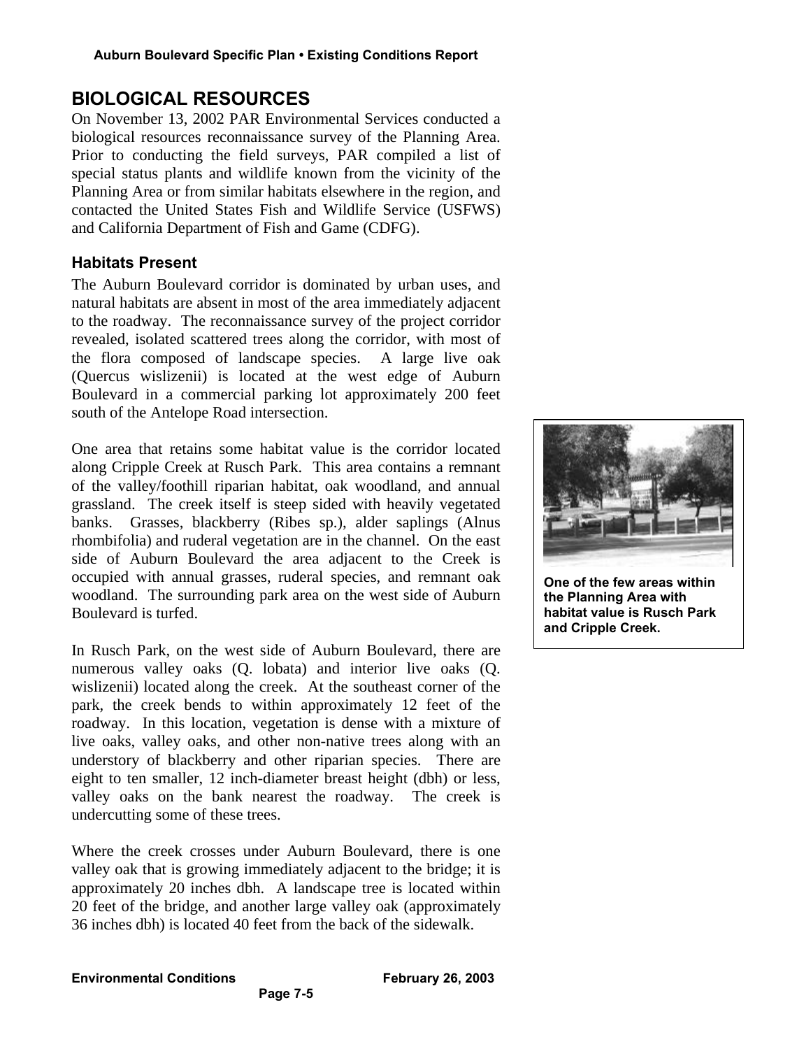## BIOLOGICAL RESOURCES

On November 13, 2002 PAR Environmental Services conducted a biological resources reconnaissance survey of the Planning Area. Prior to conducting the field surveys, PAR compiled a list of special status plants and wildlife known from the vicinity of the Planning Area or from similar habitats elsewhere in the region, and contacted the United States Fish and Wildlife Service (USFWS) and California Department of Fish and Game (CDFG).

### Habitats Present

The Auburn Boulevard corridor is dominated by urban uses, and natural habitats are absent in most of the area immediately adjacent to the roadway. The reconnaissance survey of the project corridor revealed, isolated scattered trees along the corridor, with most of the flora composed of landscape species. A large live oak (Quercus wislizenii) is located at the west edge of Auburn Boulevard in a commercial parking lot approximately 200 feet south of the Antelope Road intersection.

One area that retains some habitat value is the corridor located along Cripple Creek at Rusch Park. This area contains a remnant of the valley/foothill riparian habitat, oak woodland, and annual grassland. The creek itself is steep sided with heavily vegetated banks. Grasses, blackberry (Ribes sp.), alder saplings (Alnus rhombifolia) and ruderal vegetation are in the channel. On the east side of Auburn Boulevard the area adjacent to the Creek is occupied with annual grasses, ruderal species, and remnant oak woodland. The surrounding park area on the west side of Auburn Boulevard is turfed.

**One of the few areas within the Planning Area with habitat value is Rusch Park and Cripple Creek.**

In Rusch Park, on the west side of Auburn Boulevard, there are numerous valley oaks (Q. lobata) and interior live oaks (Q. wislizenii) located along the creek. At the southeast corner of the park, the creek bends to within approximately 12 feet of the roadway. In this location, vegetation is dense with a mixture of live oaks, valley oaks, and other non-native trees along with an understory of blackberry and other riparian species. There are eight to ten smaller, 12 inch-diameter breast height (dbh) or less, valley oaks on the bank nearest the roadway. The creek is undercutting some of these trees.

Where the creek crosses under Auburn Boulevard, there is one valley oak that is growing immediately adjacent to the bridge; it is approximately 20 inches dbh. A landscape tree is located within 20 feet of the bridge, and another large valley oak (approximately 36 inches dbh) is located 40 feet from the back of the sidewalk.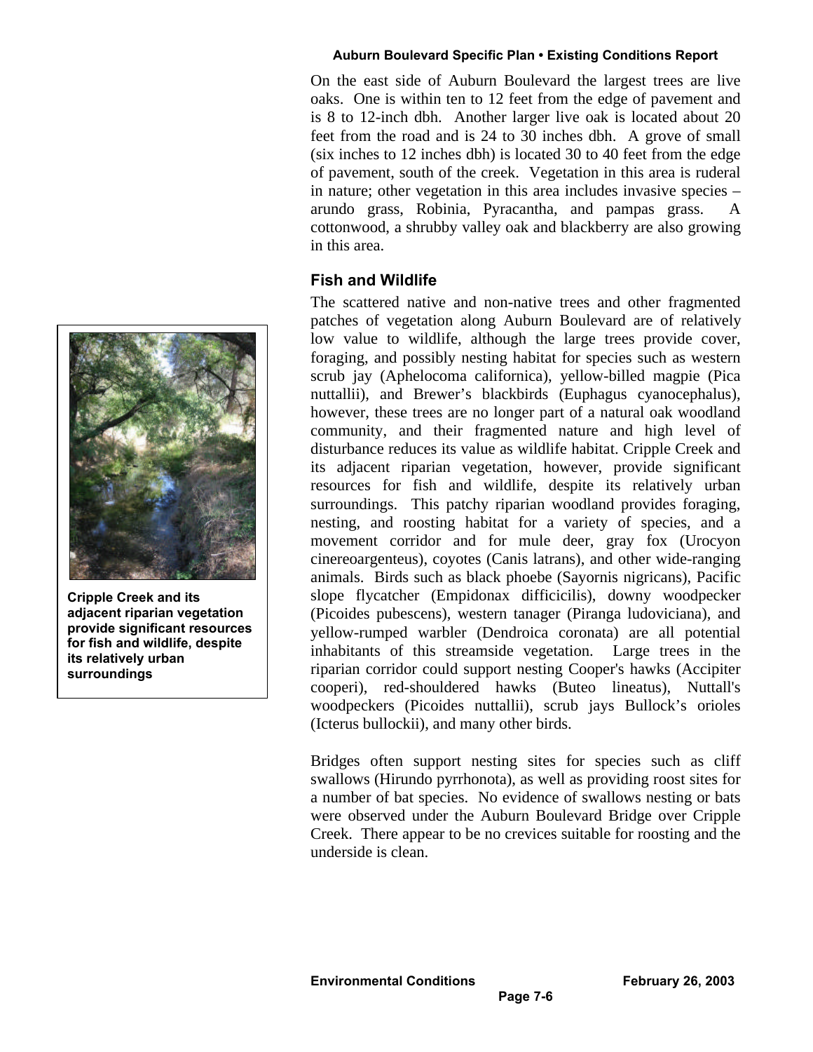On the east side of Auburn Boulevard the largest trees are live oaks. One is within ten to 12 feet from the edge of pavement and is 8 to 12-inch dbh. Another larger live oak is located about 20 feet from the road and is 24 to 30 inches dbh. A grove of small (six inches to 12 inches dbh) is located 30 to 40 feet from the edge of pavement, south of the creek. Vegetation in this area is ruderal in nature; other vegetation in this area includes invasive species – arundo grass, Robinia, Pyracantha, and pampas grass. A cottonwood, a shrubby valley oak and blackberry are also growing in this area.

## Fish and Wildlife

The scattered native and non-native trees and other fragmented patches of vegetation along Auburn Boulevard are of relatively low value to wildlife, although the large trees provide cover, foraging, and possibly nesting habitat for species such as western scrub jay (Aphelocoma californica), yellow-billed magpie (Pica nuttallii), and Brewer's blackbirds (Euphagus cyanocephalus), however, these trees are no longer part of a natural oak woodland community, and their fragmented nature and high level of disturbance reduces its value as wildlife habitat. Cripple Creek and its adjacent riparian vegetation, however, provide significant resources for fish and wildlife, despite its relatively urban surroundings. This patchy riparian woodland provides foraging, nesting, and roosting habitat for a variety of species, and a movement corridor and for mule deer, gray fox (Urocyon cinereoargenteus), coyotes (Canis latrans), and other wide-ranging animals. Birds such as black phoebe (Sayornis nigricans), Pacific slope flycatcher (Empidonax difficicilis), downy woodpecker (Picoides pubescens), western tanager (Piranga ludoviciana), and yellow-rumped warbler (Dendroica coronata) are all potential inhabitants of this streamside vegetation. Large trees in the riparian corridor could support nesting Cooper's hawks (Accipiter cooperi), red-shouldered hawks (Buteo lineatus), Nuttall's woodpeckers (Picoides nuttallii), scrub jays Bullock's orioles (Icterus bullockii), and many other birds.

**Cripple Creek and its adjacent riparian vegetation provide significant resources for fish and wildlife, despite its relatively urban surroundings**

Bridges often support nesting sites for species such as cliff swallows (Hirundo pyrrhonota), as well as providing roost sites for a number of bat species. No evidence of swallows nesting or bats were observed under the Auburn Boulevard Bridge over Cripple Creek. There appear to be no crevices suitable for roosting and the underside is clean.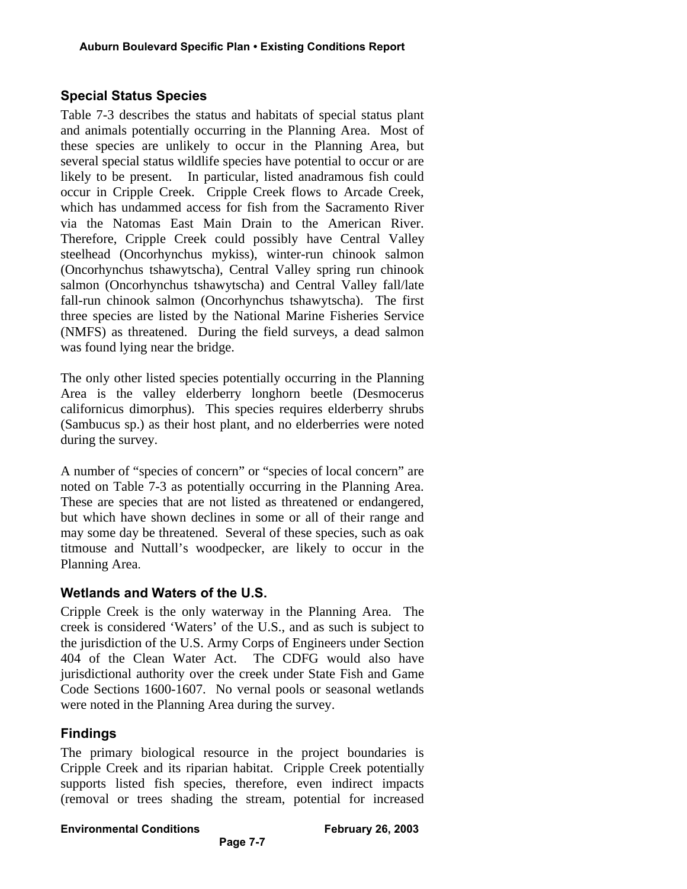## Special Status Species

Table 7-3 describes the status and habitats of special status plant and animals potentially occurring in the Planning Area. Most of these species are unlikely to occur in the Planning Area, but several special status wildlife species have potential to occur or are likely to be present. In particular, listed anadramous fish could occur in Cripple Creek. Cripple Creek flows to Arcade Creek, which has undammed access for fish from the Sacramento River via the Natomas East Main Drain to the American River. Therefore, Cripple Creek could possibly have Central Valley steelhead (Oncorhynchus mykiss), winter-run chinook salmon (Oncorhynchus tshawytscha), Central Valley spring run chinook salmon (Oncorhynchus tshawytscha) and Central Valley fall/late fall-run chinook salmon (Oncorhynchus tshawytscha). The first three species are listed by the National Marine Fisheries Service (NMFS) as threatened. During the field surveys, a dead salmon was found lying near the bridge.

The only other listed species potentially occurring in the Planning Area is the valley elderberry longhorn beetle (Desmocerus californicus dimorphus). This species requires elderberry shrubs (Sambucus sp.) as their host plant, and no elderberries were noted during the survey.

A number of "species of concern" or "species of local concern" are noted on Table 7-3 as potentially occurring in the Planning Area. These are species that are not listed as threatened or endangered, but which have shown declines in some or all of their range and may some day be threatened. Several of these species, such as oak titmouse and Nuttall's woodpecker, are likely to occur in the Planning Area.

## Wetlands and Waters of the U.S.

Cripple Creek is the only waterway in the Planning Area. The creek is considered 'Waters' of the U.S., and as such is subject to the jurisdiction of the U.S. Army Corps of Engineers under Section 404 of the Clean Water Act. The CDFG would also have jurisdictional authority over the creek under State Fish and Game Code Sections 1600-1607. No vernal pools or seasonal wetlands were noted in the Planning Area during the survey.

## Findings

The primary biological resource in the project boundaries is Cripple Creek and its riparian habitat. Cripple Creek potentially supports listed fish species, therefore, even indirect impacts (removal or trees shading the stream, potential for increased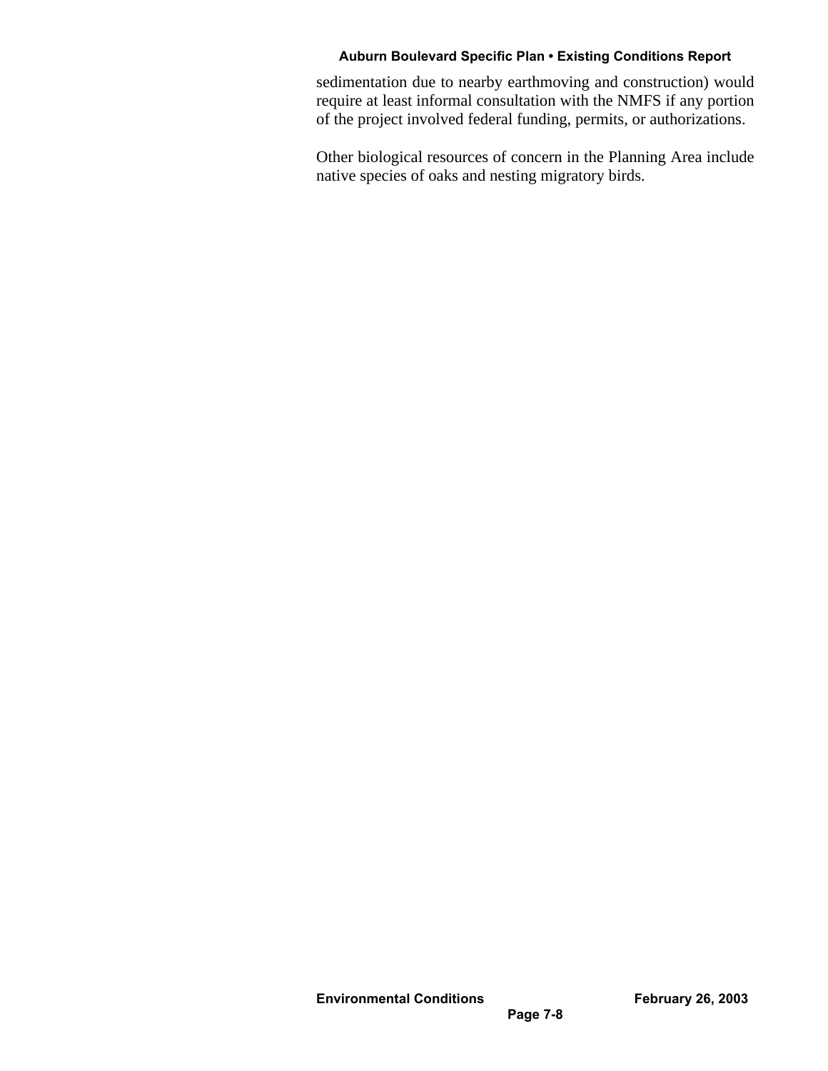sedimentation due to nearby earthmoving and construction) would require at least informal consultation with the NMFS if any portion of the project involved federal funding, permits, or authorizations.

Other biological resources of concern in the Planning Area include native species of oaks and nesting migratory birds.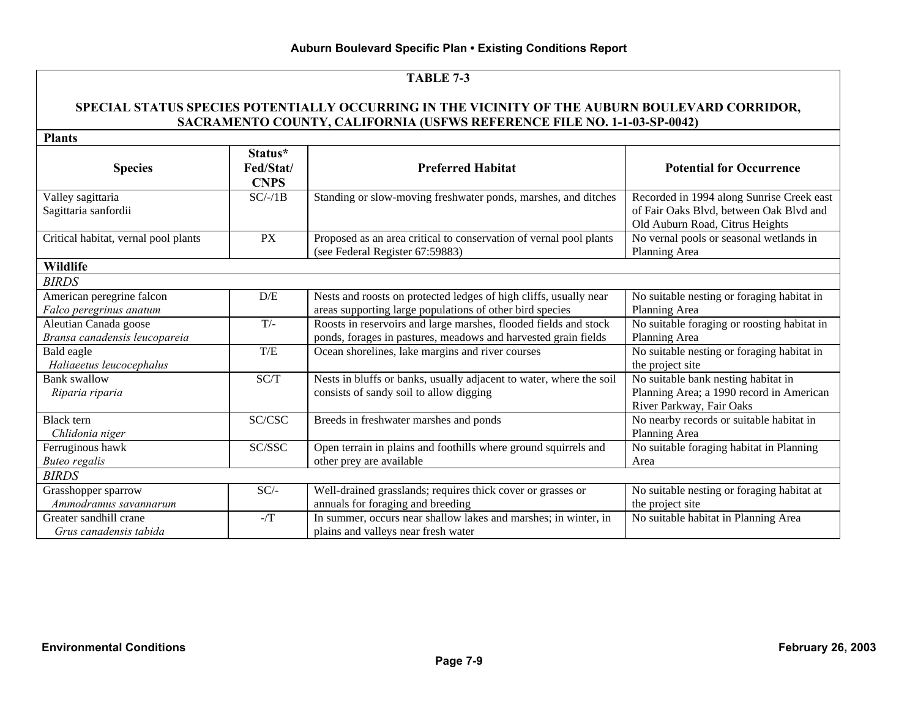**TABLE 7-3**

**SPECIAL STATUS SPECIES POTENTIALLY OCCURRING IN THE VICINITY OF THE AUBURN BOULEVARD CORRIDOR, SACRAMENTO COUNTY, CALIFORNIA (USFWS REFERENCE FILE NO. 1-1-03-SP-0042)**

| Species | Status* Fed/Stat/ CNPS | Preferred Habitat | Potential for Occurrence |
|---|---|---|---|
| **Plants** | | | |
| Valley sagittaria<br>Sagittaria sanfordii | SC/-/1B | Standing or slow-moving freshwater ponds, marshes, and ditches | Recorded in 1994 along Sunrise Creek east of Fair Oaks Blvd, between Oak Blvd and Old Auburn Road, Citrus Heights |
| Critical habitat, vernal pool plants | PX | Proposed as an area critical to conservation of vernal pool plants (see Federal Register 67:59883) | No vernal pools or seasonal wetlands in Planning Area |
| **Wildlife** | | | |
| *BIRDS* | | | |
| American peregrine falcon<br>*Falco peregrinus anatum* | D/E | Nests and roosts on protected ledges of high cliffs, usually near areas supporting large populations of other bird species | No suitable nesting or foraging habitat in Planning Area |
| Aleutian Canada goose<br>*Bransa canadensis leucopareia* | T/- | Roosts in reservoirs and large marshes, flooded fields and stock ponds, forages in pastures, meadows and harvested grain fields | No suitable foraging or roosting habitat in Planning Area |
| Bald eagle<br>*Haliaeetus leucocephalus* | T/E | Ocean shorelines, lake margins and river courses | No suitable nesting or foraging habitat in the project site |
| Bank swallow<br>*Riparia riparia* | SC/T | Nests in bluffs or banks, usually adjacent to water, where the soil consists of sandy soil to allow digging | No suitable bank nesting habitat in Planning Area; a 1990 record in American River Parkway, Fair Oaks |
| Black tern<br>*Chlidonia niger* | SC/CSC | Breeds in freshwater marshes and ponds | No nearby records or suitable habitat in Planning Area |
| Ferruginous hawk<br>*Buteo regalis* | SC/SSC | Open terrain in plains and foothills where ground squirrels and other prey are available | No suitable foraging habitat in Planning Area |
| *BIRDS* | | | |
| Grasshopper sparrow<br>*Ammodramus savannarum* | SC/- | Well-drained grasslands; requires thick cover or grasses or annuals for foraging and breeding | No suitable nesting or foraging habitat at the project site |
| Greater sandhill crane<br>*Grus canadensis tabida* | -/T | In summer, occurs near shallow lakes and marshes; in winter, in plains and valleys near fresh water | No suitable habitat in Planning Area |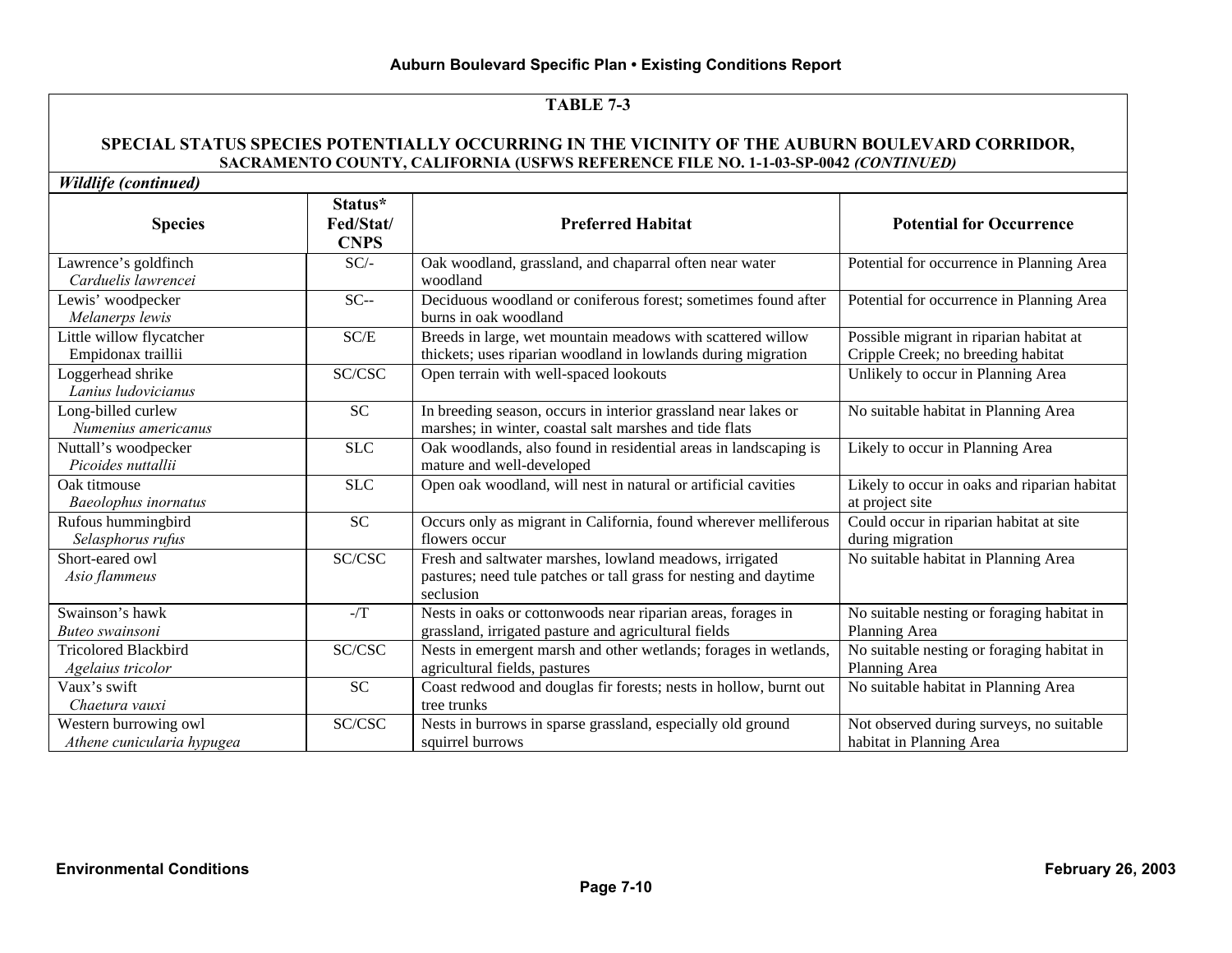**TABLE 7-3**

**SPECIAL STATUS SPECIES POTENTIALLY OCCURRING IN THE VICINITY OF THE AUBURN BOULEVARD CORRIDOR, SACRAMENTO COUNTY, CALIFORNIA (USFWS REFERENCE FILE NO. 1-1-03-SP-0042 *(CONTINUED)***

***Wildlife (continued)***

| Species | Status* Fed/Stat/ CNPS | Preferred Habitat | Potential for Occurrence |
|---|---|---|---|
| Lawrence's goldfinch *Carduelis lawrencei* | SC/- | Oak woodland, grassland, and chaparral often near water woodland | Potential for occurrence in Planning Area |
| Lewis' woodpecker *Melanerps lewis* | SC-- | Deciduous woodland or coniferous forest; sometimes found after burns in oak woodland | Potential for occurrence in Planning Area |
| Little willow flycatcher Empidonax traillii | SC/E | Breeds in large, wet mountain meadows with scattered willow thickets; uses riparian woodland in lowlands during migration | Possible migrant in riparian habitat at Cripple Creek; no breeding habitat |
| Loggerhead shrike *Lanius ludovicianus* | SC/CSC | Open terrain with well-spaced lookouts | Unlikely to occur in Planning Area |
| Long-billed curlew *Numenius americanus* | SC | In breeding season, occurs in interior grassland near lakes or marshes; in winter, coastal salt marshes and tide flats | No suitable habitat in Planning Area |
| Nuttall's woodpecker *Picoides nuttallii* | SLC | Oak woodlands, also found in residential areas in landscaping is mature and well-developed | Likely to occur in Planning Area |
| Oak titmouse *Baeolophus inornatus* | SLC | Open oak woodland, will nest in natural or artificial cavities | Likely to occur in oaks and riparian habitat at project site |
| Rufous hummingbird *Selasphorus rufus* | SC | Occurs only as migrant in California, found wherever melliferous flowers occur | Could occur in riparian habitat at site during migration |
| Short-eared owl *Asio flammeus* | SC/CSC | Fresh and saltwater marshes, lowland meadows, irrigated pastures; need tule patches or tall grass for nesting and daytime seclusion | No suitable habitat in Planning Area |
| Swainson's hawk *Buteo swainsoni* | -/T | Nests in oaks or cottonwoods near riparian areas, forages in grassland, irrigated pasture and agricultural fields | No suitable nesting or foraging habitat in Planning Area |
| Tricolored Blackbird *Agelaius tricolor* | SC/CSC | Nests in emergent marsh and other wetlands; forages in wetlands, agricultural fields, pastures | No suitable nesting or foraging habitat in Planning Area |
| Vaux's swift *Chaetura vauxi* | SC | Coast redwood and douglas fir forests; nests in hollow, burnt out tree trunks | No suitable habitat in Planning Area |
| Western burrowing owl *Athene cunicularia hypugea* | SC/CSC | Nests in burrows in sparse grassland, especially old ground squirrel burrows | Not observed during surveys, no suitable habitat in Planning Area |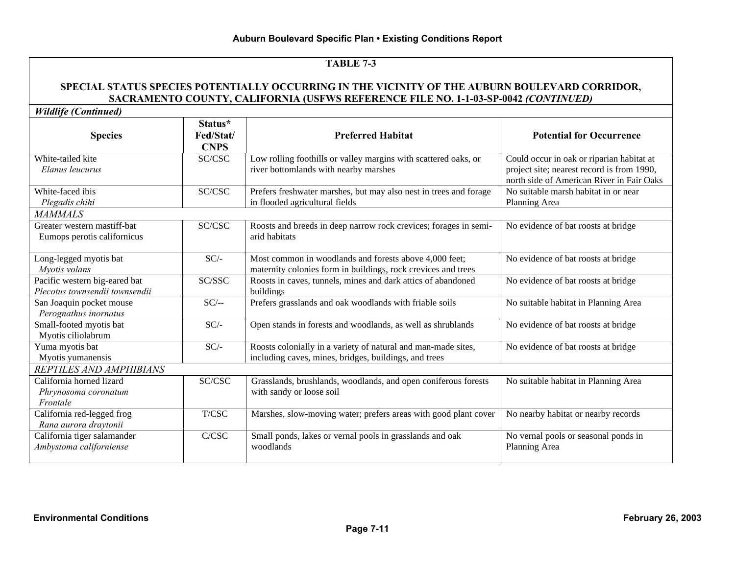**TABLE 7-3**

**SPECIAL STATUS SPECIES POTENTIALLY OCCURRING IN THE VICINITY OF THE AUBURN BOULEVARD CORRIDOR, SACRAMENTO COUNTY, CALIFORNIA (USFWS REFERENCE FILE NO. 1-1-03-SP-0042 *(CONTINUED)***

***Wildlife (Continued)***

| Species | Status* Fed/Stat/ CNPS | Preferred Habitat | Potential for Occurrence |
|---|---|---|---|
| White-tailed kite *Elanus leucurus* | SC/CSC | Low rolling foothills or valley margins with scattered oaks, or river bottomlands with nearby marshes | Could occur in oak or riparian habitat at project site; nearest record is from 1990, north side of American River in Fair Oaks |
| White-faced ibis *Plegadis chihi* | SC/CSC | Prefers freshwater marshes, but may also nest in trees and forage in flooded agricultural fields | No suitable marsh habitat in or near Planning Area |
| *MAMMALS* | | | |
| Greater western mastiff-bat Eumops perotis californicus | SC/CSC | Roosts and breeds in deep narrow rock crevices; forages in semi-arid habitats | No evidence of bat roosts at bridge |
| Long-legged myotis bat *Myotis volans* | SC/- | Most common in woodlands and forests above 4,000 feet; maternity colonies form in buildings, rock crevices and trees | No evidence of bat roosts at bridge |
| Pacific western big-eared bat *Plecotus townsendii townsendii* | SC/SSC | Roosts in caves, tunnels, mines and dark attics of abandoned buildings | No evidence of bat roosts at bridge |
| San Joaquin pocket mouse *Perognathus inornatus* | SC/-- | Prefers grasslands and oak woodlands with friable soils | No suitable habitat in Planning Area |
| Small-footed myotis bat Myotis ciliolabrum | SC/- | Open stands in forests and woodlands, as well as shrublands | No evidence of bat roosts at bridge |
| Yuma myotis bat Myotis yumanensis | SC/- | Roosts colonially in a variety of natural and man-made sites, including caves, mines, bridges, buildings, and trees | No evidence of bat roosts at bridge |
| *REPTILES AND AMPHIBIANS* | | | |
| California horned lizard *Phrynosoma coronatum Frontale* | SC/CSC | Grasslands, brushlands, woodlands, and open coniferous forests with sandy or loose soil | No suitable habitat in Planning Area |
| California red-legged frog *Rana aurora draytonii* | T/CSC | Marshes, slow-moving water; prefers areas with good plant cover | No nearby habitat or nearby records |
| California tiger salamander *Ambystoma californiense* | C/CSC | Small ponds, lakes or vernal pools in grasslands and oak woodlands | No vernal pools or seasonal ponds in Planning Area |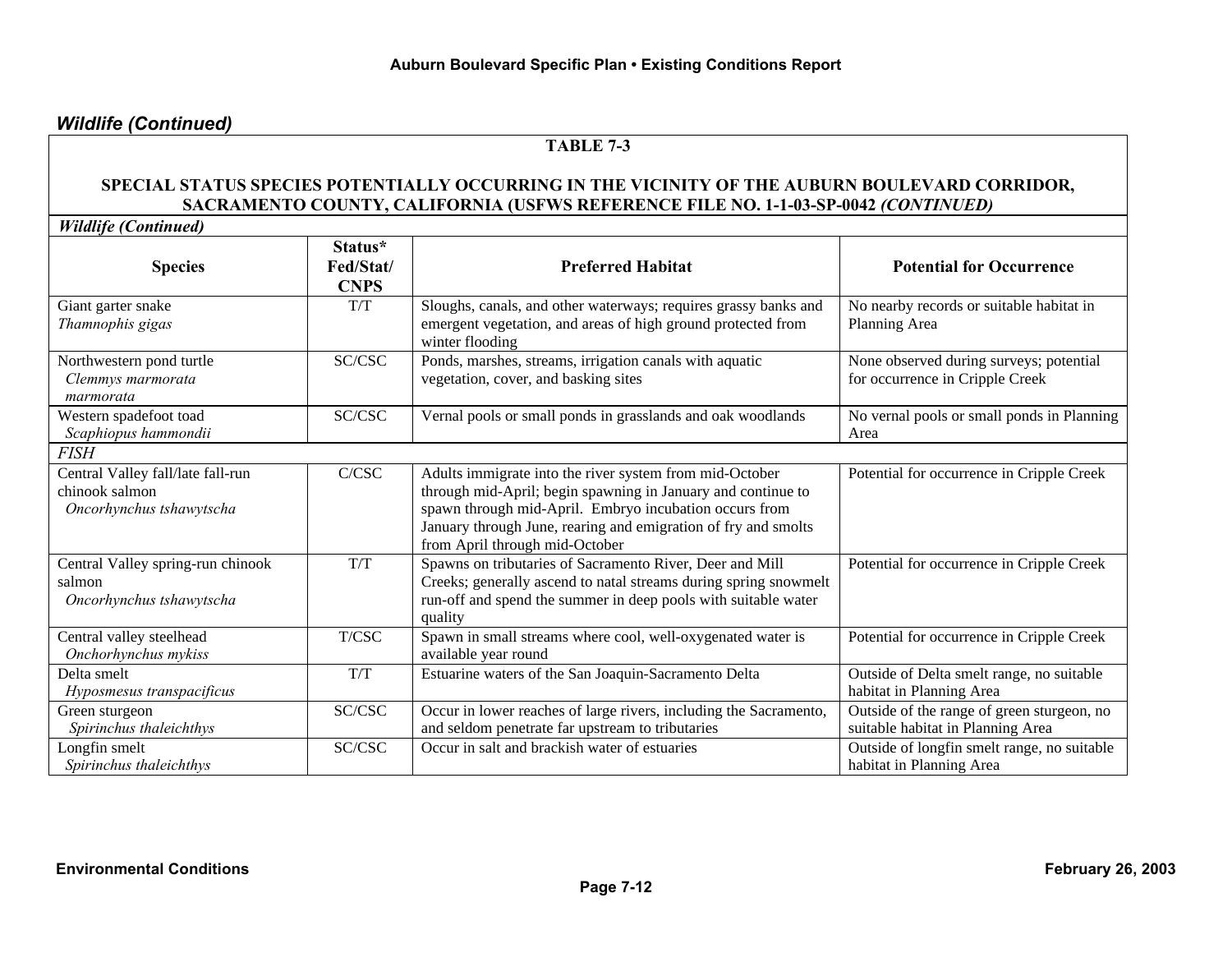## *Wildlife (Continued)*

**TABLE 7-3**

**SPECIAL STATUS SPECIES POTENTIALLY OCCURRING IN THE VICINITY OF THE AUBURN BOULEVARD CORRIDOR, SACRAMENTO COUNTY, CALIFORNIA (USFWS REFERENCE FILE NO. 1-1-03-SP-0042 *(CONTINUED)***

***Wildlife (Continued)***

| Species | Status* Fed/Stat/ CNPS | Preferred Habitat | Potential for Occurrence |
|---|---|---|---|
| Giant garter snake *Thamnophis gigas* | T/T | Sloughs, canals, and other waterways; requires grassy banks and emergent vegetation, and areas of high ground protected from winter flooding | No nearby records or suitable habitat in Planning Area |
| Northwestern pond turtle *Clemmys marmorata marmorata* | SC/CSC | Ponds, marshes, streams, irrigation canals with aquatic vegetation, cover, and basking sites | None observed during surveys; potential for occurrence in Cripple Creek |
| Western spadefoot toad *Scaphiopus hammondii* | SC/CSC | Vernal pools or small ponds in grasslands and oak woodlands | No vernal pools or small ponds in Planning Area |
| *FISH* | | | |
| Central Valley fall/late fall-run chinook salmon *Oncorhynchus tshawytscha* | C/CSC | Adults immigrate into the river system from mid-October through mid-April; begin spawning in January and continue to spawn through mid-April. Embryo incubation occurs from January through June, rearing and emigration of fry and smolts from April through mid-October | Potential for occurrence in Cripple Creek |
| Central Valley spring-run chinook salmon *Oncorhynchus tshawytscha* | T/T | Spawns on tributaries of Sacramento River, Deer and Mill Creeks; generally ascend to natal streams during spring snowmelt run-off and spend the summer in deep pools with suitable water quality | Potential for occurrence in Cripple Creek |
| Central valley steelhead *Onchorhynchus mykiss* | T/CSC | Spawn in small streams where cool, well-oxygenated water is available year round | Potential for occurrence in Cripple Creek |
| Delta smelt *Hyposmesus transpacificus* | T/T | Estuarine waters of the San Joaquin-Sacramento Delta | Outside of Delta smelt range, no suitable habitat in Planning Area |
| Green sturgeon *Spirinchus thaleichthys* | SC/CSC | Occur in lower reaches of large rivers, including the Sacramento, and seldom penetrate far upstream to tributaries | Outside of the range of green sturgeon, no suitable habitat in Planning Area |
| Longfin smelt *Spirinchus thaleichthys* | SC/CSC | Occur in salt and brackish water of estuaries | Outside of longfin smelt range, no suitable habitat in Planning Area |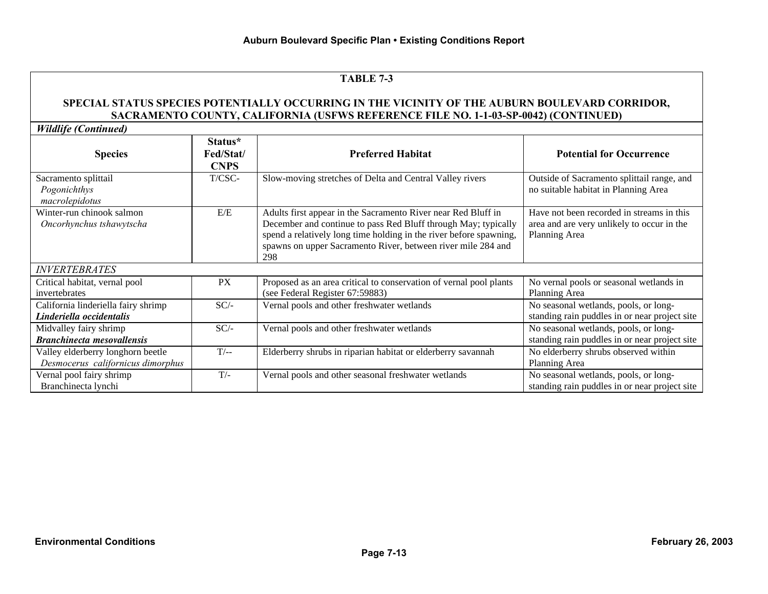**TABLE 7-3**

**SPECIAL STATUS SPECIES POTENTIALLY OCCURRING IN THE VICINITY OF THE AUBURN BOULEVARD CORRIDOR, SACRAMENTO COUNTY, CALIFORNIA (USFWS REFERENCE FILE NO. 1-1-03-SP-0042) (CONTINUED)**

***Wildlife (Continued)***

| Species | Status* Fed/Stat/ CNPS | Preferred Habitat | Potential for Occurrence |
|---|---|---|---|
| Sacramento splittail *Pogonichthys macrolepidotus* | T/CSC- | Slow-moving stretches of Delta and Central Valley rivers | Outside of Sacramento splittail range, and no suitable habitat in Planning Area |
| Winter-run chinook salmon *Oncorhynchus tshawytscha* | E/E | Adults first appear in the Sacramento River near Red Bluff in December and continue to pass Red Bluff through May; typically spend a relatively long time holding in the river before spawning, spawns on upper Sacramento River, between river mile 284 and 298 | Have not been recorded in streams in this area and are very unlikely to occur in the Planning Area |
| *INVERTEBRATES* | | | |
| Critical habitat, vernal pool invertebrates | PX | Proposed as an area critical to conservation of vernal pool plants (see Federal Register 67:59883) | No vernal pools or seasonal wetlands in Planning Area |
| California linderiella fairy shrimp ***Linderiella occidentalis*** | SC/- | Vernal pools and other freshwater wetlands | No seasonal wetlands, pools, or long-standing rain puddles in or near project site |
| Midvalley fairy shrimp ***Branchinecta mesovallensis*** | SC/- | Vernal pools and other freshwater wetlands | No seasonal wetlands, pools, or long-standing rain puddles in or near project site |
| Valley elderberry longhorn beetle *Desmocerus californicus dimorphus* | T/-- | Elderberry shrubs in riparian habitat or elderberry savannah | No elderberry shrubs observed within Planning Area |
| Vernal pool fairy shrimp Branchinecta lynchi | T/- | Vernal pools and other seasonal freshwater wetlands | No seasonal wetlands, pools, or long-standing rain puddles in or near project site |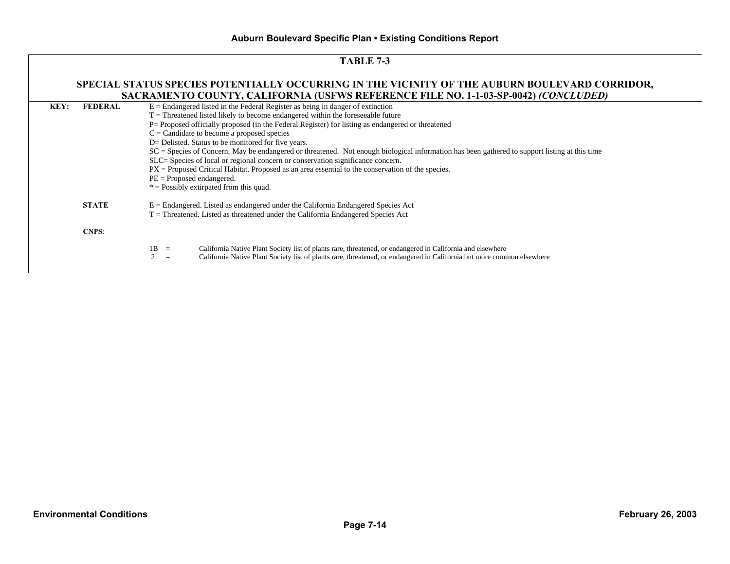**TABLE 7-3**

**SPECIAL STATUS SPECIES POTENTIALLY OCCURRING IN THE VICINITY OF THE AUBURN BOULEVARD CORRIDOR, SACRAMENTO COUNTY, CALIFORNIA (USFWS REFERENCE FILE NO. 1-1-03-SP-0042)** ***(CONCLUDED)***

**KEY:**

**FEDERAL**

E = Endangered listed in the Federal Register as being in danger of extinction
T = Threatened listed likely to become endangered within the foreseeable future
P= Proposed officially proposed (in the Federal Register) for listing as endangered or threatened
C = Candidate to become a proposed species
D= Delisted. Status to be monitored for five years.
SC = Species of Concern. May be endangered or threatened. Not enough biological information has been gathered to support listing at this time
SLC= Species of local or regional concern or conservation significance concern.
PX = Proposed Critical Habitat. Proposed as an area essential to the conservation of the species.
PE = Proposed endangered.
* = Possibly extirpated from this quad.

**STATE**

E = Endangered. Listed as endangered under the California Endangered Species Act
T = Threatened. Listed as threatened under the California Endangered Species Act

**CNPS**:

1B = California Native Plant Society list of plants rare, threatened, or endangered in California and elsewhere
2 = California Native Plant Society list of plants rare, threatened, or endangered in California but more common elsewhere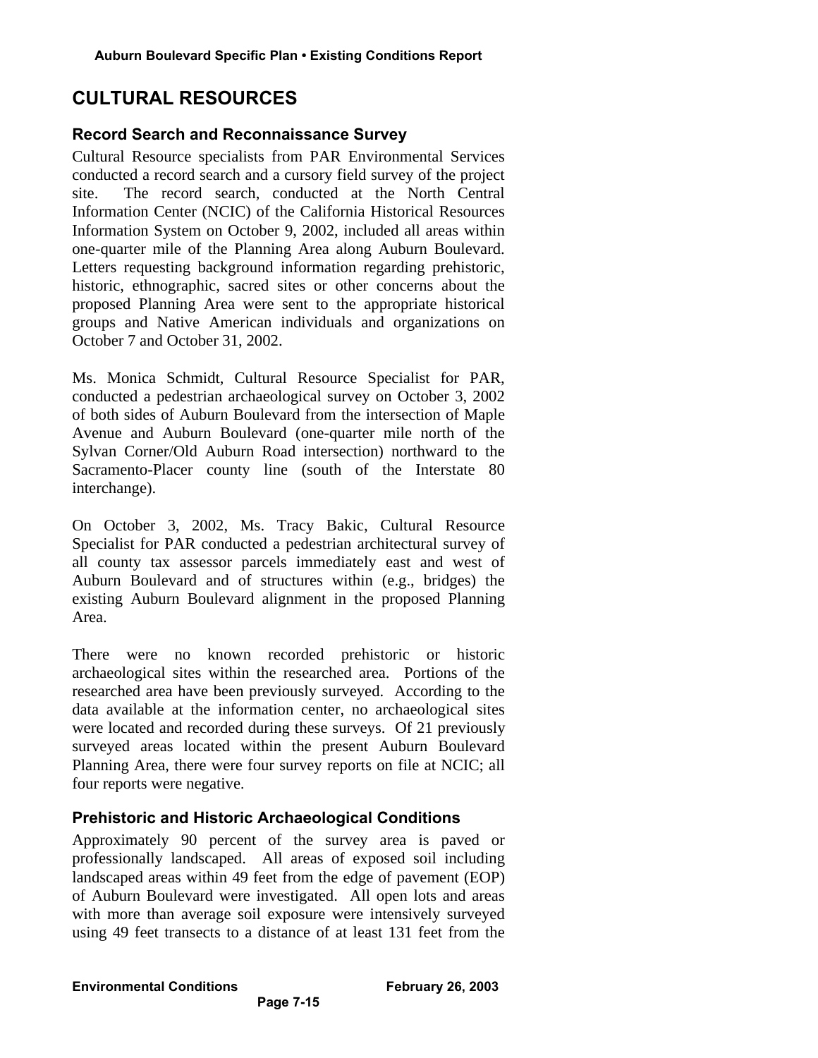# CULTURAL RESOURCES

## Record Search and Reconnaissance Survey

Cultural Resource specialists from PAR Environmental Services conducted a record search and a cursory field survey of the project site. The record search, conducted at the North Central Information Center (NCIC) of the California Historical Resources Information System on October 9, 2002, included all areas within one-quarter mile of the Planning Area along Auburn Boulevard. Letters requesting background information regarding prehistoric, historic, ethnographic, sacred sites or other concerns about the proposed Planning Area were sent to the appropriate historical groups and Native American individuals and organizations on October 7 and October 31, 2002.

Ms. Monica Schmidt, Cultural Resource Specialist for PAR, conducted a pedestrian archaeological survey on October 3, 2002 of both sides of Auburn Boulevard from the intersection of Maple Avenue and Auburn Boulevard (one-quarter mile north of the Sylvan Corner/Old Auburn Road intersection) northward to the Sacramento-Placer county line (south of the Interstate 80 interchange).

On October 3, 2002, Ms. Tracy Bakic, Cultural Resource Specialist for PAR conducted a pedestrian architectural survey of all county tax assessor parcels immediately east and west of Auburn Boulevard and of structures within (e.g., bridges) the existing Auburn Boulevard alignment in the proposed Planning Area.

There were no known recorded prehistoric or historic archaeological sites within the researched area. Portions of the researched area have been previously surveyed. According to the data available at the information center, no archaeological sites were located and recorded during these surveys. Of 21 previously surveyed areas located within the present Auburn Boulevard Planning Area, there were four survey reports on file at NCIC; all four reports were negative.

## Prehistoric and Historic Archaeological Conditions

Approximately 90 percent of the survey area is paved or professionally landscaped. All areas of exposed soil including landscaped areas within 49 feet from the edge of pavement (EOP) of Auburn Boulevard were investigated. All open lots and areas with more than average soil exposure were intensively surveyed using 49 feet transects to a distance of at least 131 feet from the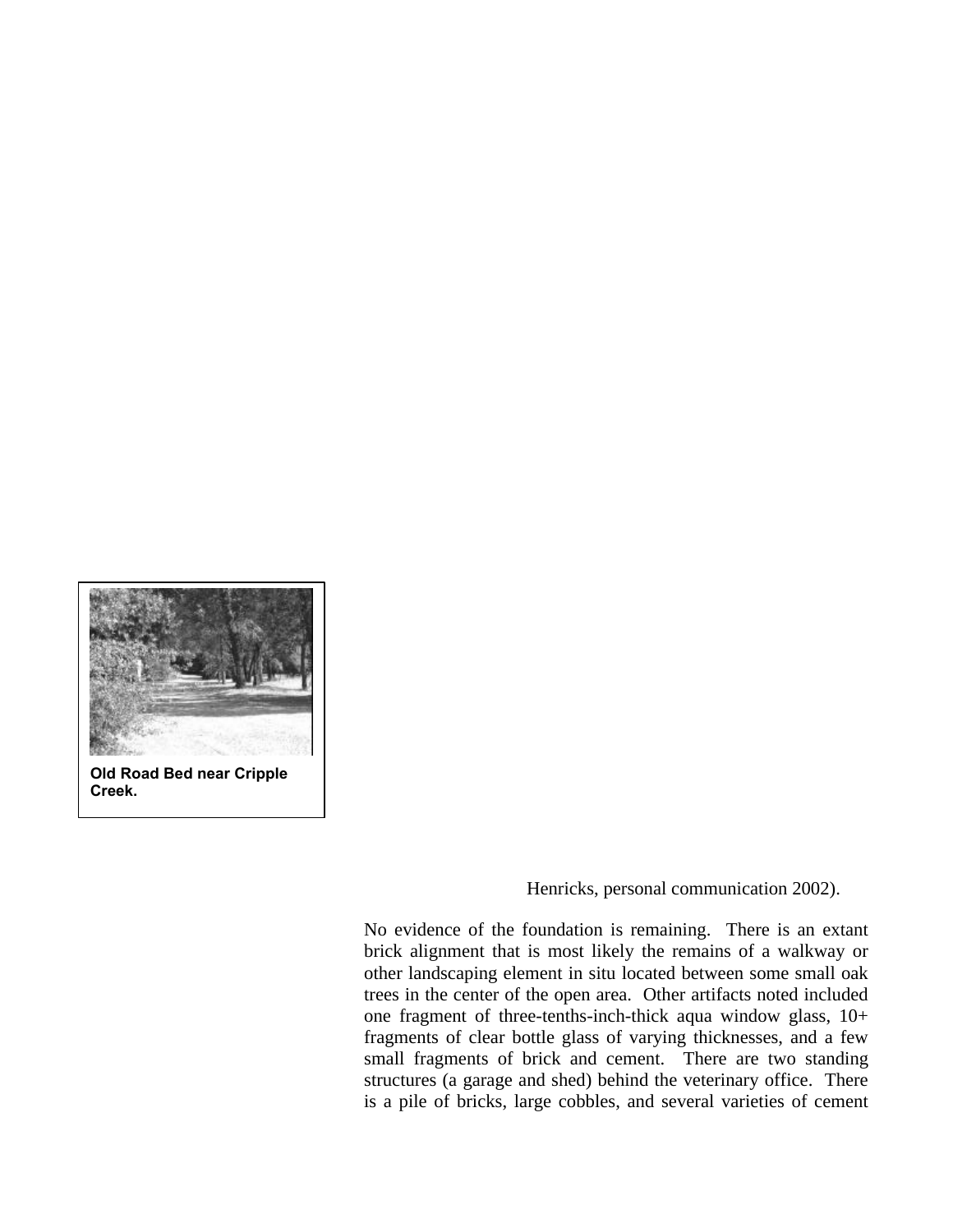Old Road Bed near Cripple Creek.

Henricks, personal communication 2002).

No evidence of the foundation is remaining. There is an extant brick alignment that is most likely the remains of a walkway or other landscaping element in situ located between some small oak trees in the center of the open area. Other artifacts noted included one fragment of three-tenths-inch-thick aqua window glass, 10+ fragments of clear bottle glass of varying thicknesses, and a few small fragments of brick and cement. There are two standing structures (a garage and shed) behind the veterinary office. There is a pile of bricks, large cobbles, and several varieties of cement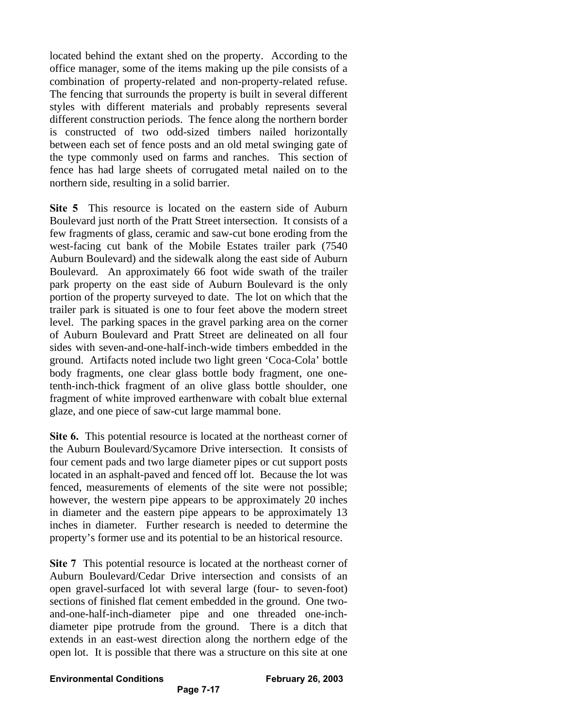located behind the extant shed on the property. According to the office manager, some of the items making up the pile consists of a combination of property-related and non-property-related refuse. The fencing that surrounds the property is built in several different styles with different materials and probably represents several different construction periods. The fence along the northern border is constructed of two odd-sized timbers nailed horizontally between each set of fence posts and an old metal swinging gate of the type commonly used on farms and ranches. This section of fence has had large sheets of corrugated metal nailed on to the northern side, resulting in a solid barrier.

**Site 5** This resource is located on the eastern side of Auburn Boulevard just north of the Pratt Street intersection. It consists of a few fragments of glass, ceramic and saw-cut bone eroding from the west-facing cut bank of the Mobile Estates trailer park (7540 Auburn Boulevard) and the sidewalk along the east side of Auburn Boulevard. An approximately 66 foot wide swath of the trailer park property on the east side of Auburn Boulevard is the only portion of the property surveyed to date. The lot on which that the trailer park is situated is one to four feet above the modern street level. The parking spaces in the gravel parking area on the corner of Auburn Boulevard and Pratt Street are delineated on all four sides with seven-and-one-half-inch-wide timbers embedded in the ground. Artifacts noted include two light green 'Coca-Cola' bottle body fragments, one clear glass bottle body fragment, one one-tenth-inch-thick fragment of an olive glass bottle shoulder, one fragment of white improved earthenware with cobalt blue external glaze, and one piece of saw-cut large mammal bone.

**Site 6.** This potential resource is located at the northeast corner of the Auburn Boulevard/Sycamore Drive intersection. It consists of four cement pads and two large diameter pipes or cut support posts located in an asphalt-paved and fenced off lot. Because the lot was fenced, measurements of elements of the site were not possible; however, the western pipe appears to be approximately 20 inches in diameter and the eastern pipe appears to be approximately 13 inches in diameter. Further research is needed to determine the property's former use and its potential to be an historical resource.

**Site 7** This potential resource is located at the northeast corner of Auburn Boulevard/Cedar Drive intersection and consists of an open gravel-surfaced lot with several large (four- to seven-foot) sections of finished flat cement embedded in the ground. One two-and-one-half-inch-diameter pipe and one threaded one-inch-diameter pipe protrude from the ground. There is a ditch that extends in an east-west direction along the northern edge of the open lot. It is possible that there was a structure on this site at one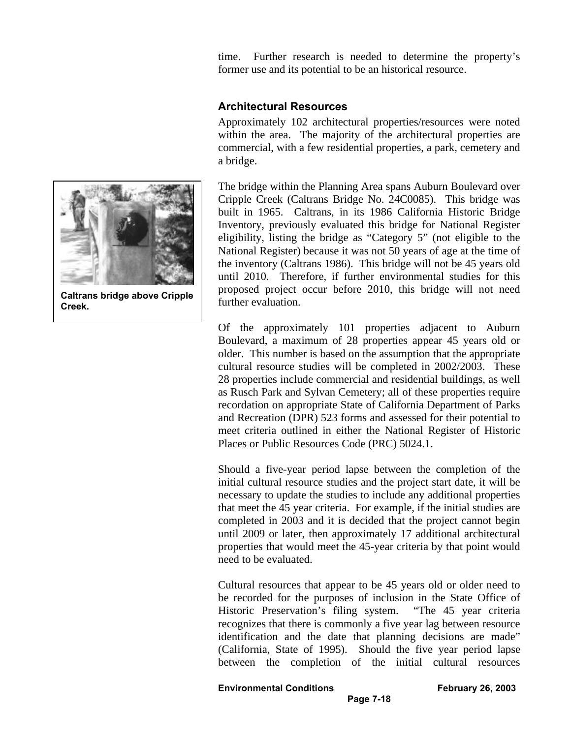time. Further research is needed to determine the property's former use and its potential to be an historical resource.

### Architectural Resources

Approximately 102 architectural properties/resources were noted within the area. The majority of the architectural properties are commercial, with a few residential properties, a park, cemetery and a bridge.

Caltrans bridge above Cripple Creek.

The bridge within the Planning Area spans Auburn Boulevard over Cripple Creek (Caltrans Bridge No. 24C0085). This bridge was built in 1965. Caltrans, in its 1986 California Historic Bridge Inventory, previously evaluated this bridge for National Register eligibility, listing the bridge as "Category 5" (not eligible to the National Register) because it was not 50 years of age at the time of the inventory (Caltrans 1986). This bridge will not be 45 years old until 2010. Therefore, if further environmental studies for this proposed project occur before 2010, this bridge will not need further evaluation.

Of the approximately 101 properties adjacent to Auburn Boulevard, a maximum of 28 properties appear 45 years old or older. This number is based on the assumption that the appropriate cultural resource studies will be completed in 2002/2003. These 28 properties include commercial and residential buildings, as well as Rusch Park and Sylvan Cemetery; all of these properties require recordation on appropriate State of California Department of Parks and Recreation (DPR) 523 forms and assessed for their potential to meet criteria outlined in either the National Register of Historic Places or Public Resources Code (PRC) 5024.1.

Should a five-year period lapse between the completion of the initial cultural resource studies and the project start date, it will be necessary to update the studies to include any additional properties that meet the 45 year criteria. For example, if the initial studies are completed in 2003 and it is decided that the project cannot begin until 2009 or later, then approximately 17 additional architectural properties that would meet the 45-year criteria by that point would need to be evaluated.

Cultural resources that appear to be 45 years old or older need to be recorded for the purposes of inclusion in the State Office of Historic Preservation's filing system. "The 45 year criteria recognizes that there is commonly a five year lag between resource identification and the date that planning decisions are made" (California, State of 1995). Should the five year period lapse between the completion of the initial cultural resources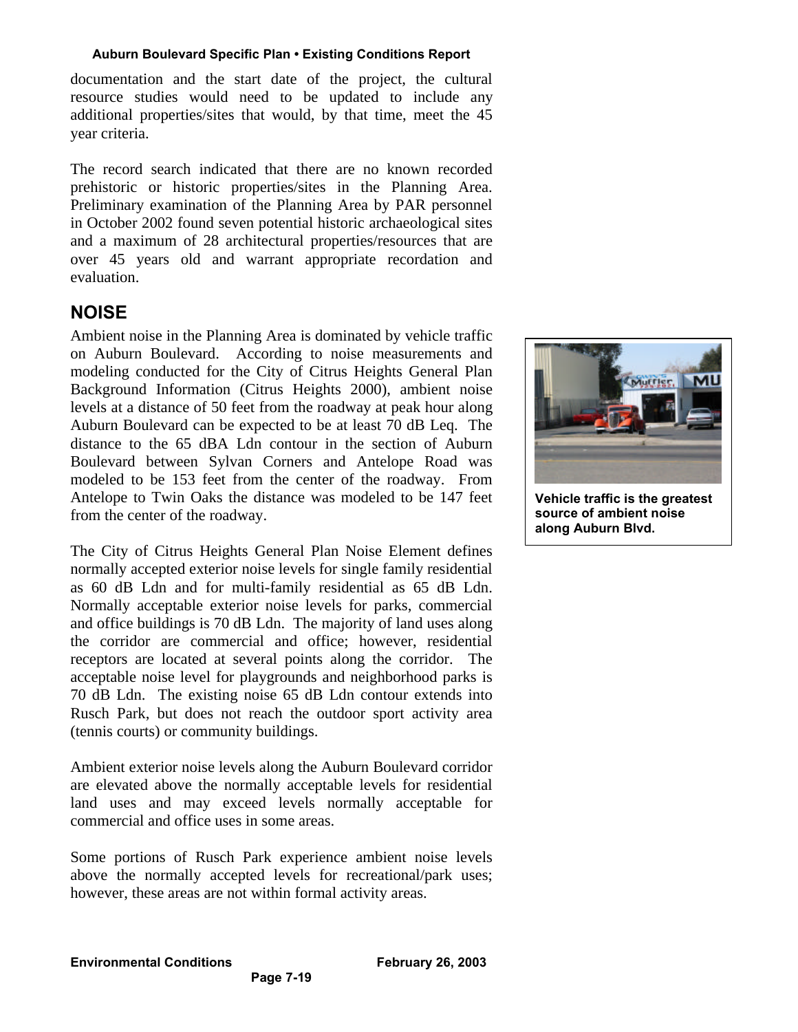documentation and the start date of the project, the cultural resource studies would need to be updated to include any additional properties/sites that would, by that time, meet the 45 year criteria.

The record search indicated that there are no known recorded prehistoric or historic properties/sites in the Planning Area. Preliminary examination of the Planning Area by PAR personnel in October 2002 found seven potential historic archaeological sites and a maximum of 28 architectural properties/resources that are over 45 years old and warrant appropriate recordation and evaluation.

## NOISE

Ambient noise in the Planning Area is dominated by vehicle traffic on Auburn Boulevard. According to noise measurements and modeling conducted for the City of Citrus Heights General Plan Background Information (Citrus Heights 2000), ambient noise levels at a distance of 50 feet from the roadway at peak hour along Auburn Boulevard can be expected to be at least 70 dB Leq. The distance to the 65 dBA Ldn contour in the section of Auburn Boulevard between Sylvan Corners and Antelope Road was modeled to be 153 feet from the center of the roadway. From Antelope to Twin Oaks the distance was modeled to be 147 feet from the center of the roadway.

**Vehicle traffic is the greatest source of ambient noise along Auburn Blvd.**

The City of Citrus Heights General Plan Noise Element defines normally accepted exterior noise levels for single family residential as 60 dB Ldn and for multi-family residential as 65 dB Ldn. Normally acceptable exterior noise levels for parks, commercial and office buildings is 70 dB Ldn. The majority of land uses along the corridor are commercial and office; however, residential receptors are located at several points along the corridor. The acceptable noise level for playgrounds and neighborhood parks is 70 dB Ldn. The existing noise 65 dB Ldn contour extends into Rusch Park, but does not reach the outdoor sport activity area (tennis courts) or community buildings.

Ambient exterior noise levels along the Auburn Boulevard corridor are elevated above the normally acceptable levels for residential land uses and may exceed levels normally acceptable for commercial and office uses in some areas.

Some portions of Rusch Park experience ambient noise levels above the normally accepted levels for recreational/park uses; however, these areas are not within formal activity areas.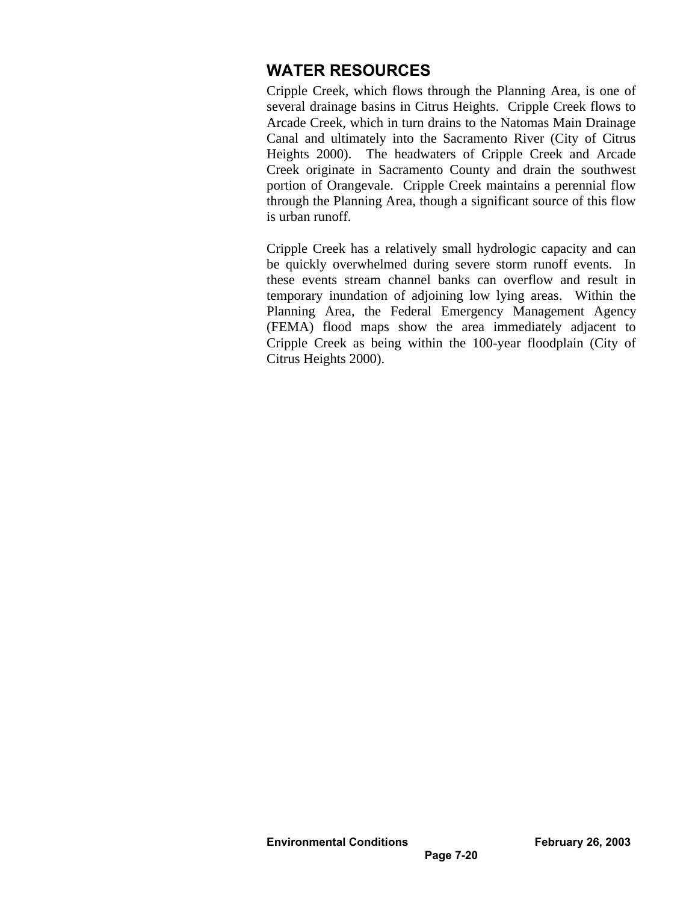## WATER RESOURCES

Cripple Creek, which flows through the Planning Area, is one of several drainage basins in Citrus Heights. Cripple Creek flows to Arcade Creek, which in turn drains to the Natomas Main Drainage Canal and ultimately into the Sacramento River (City of Citrus Heights 2000). The headwaters of Cripple Creek and Arcade Creek originate in Sacramento County and drain the southwest portion of Orangevale. Cripple Creek maintains a perennial flow through the Planning Area, though a significant source of this flow is urban runoff.

Cripple Creek has a relatively small hydrologic capacity and can be quickly overwhelmed during severe storm runoff events. In these events stream channel banks can overflow and result in temporary inundation of adjoining low lying areas. Within the Planning Area, the Federal Emergency Management Agency (FEMA) flood maps show the area immediately adjacent to Cripple Creek as being within the 100-year floodplain (City of Citrus Heights 2000).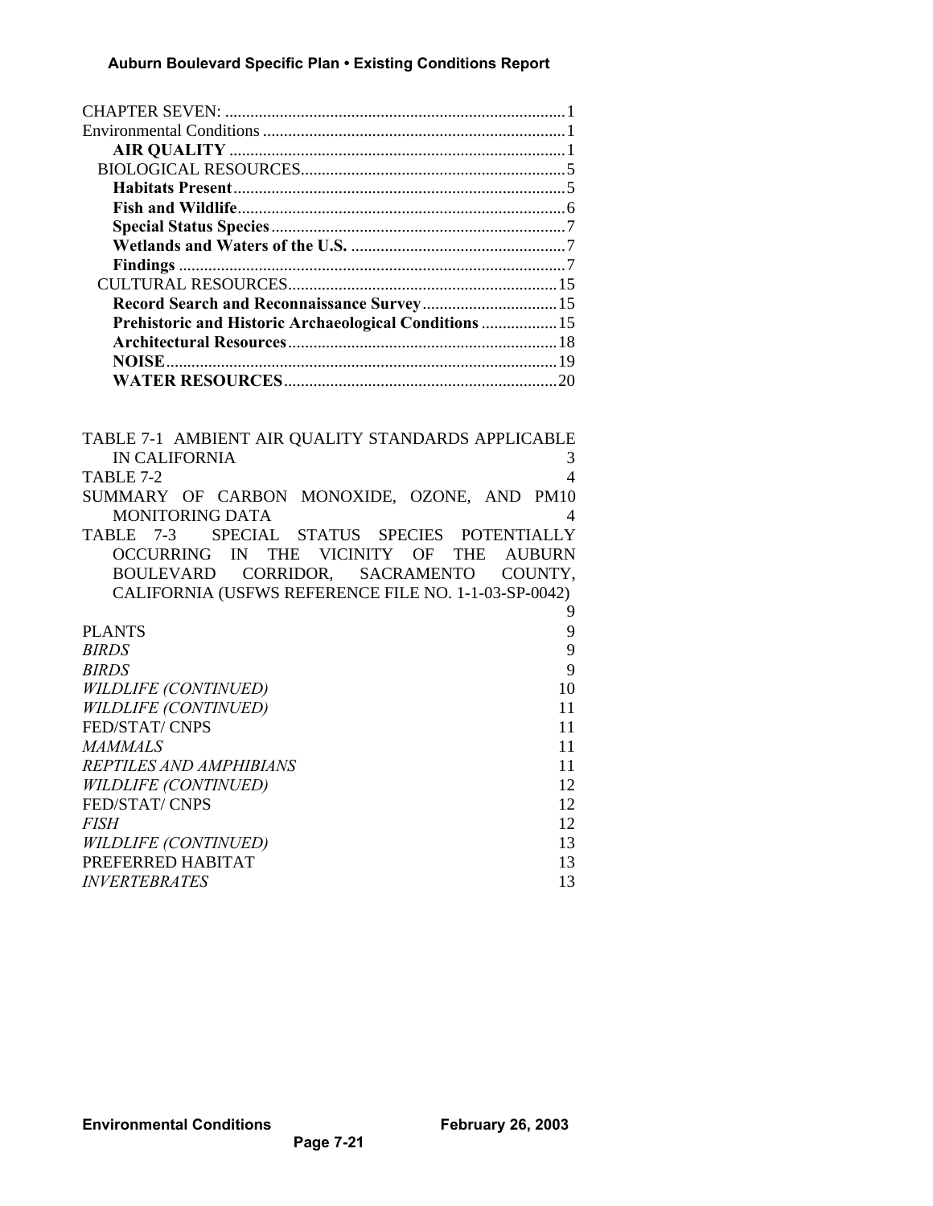CHAPTER SEVEN: ....................................................................................1
Environmental Conditions ........................................................................1
**AIR QUALITY** ................................................................................1
BIOLOGICAL RESOURCES...............................................................5
**Habitats Present**...............................................................................5
**Fish and Wildlife**.............................................................................6
**Special Status Species**.....................................................................7
**Wetlands and Waters of the U.S.** ...................................................7
**Findings** ............................................................................................7
CULTURAL RESOURCES................................................................15
**Record Search and Reconnaissance Survey**................................15
**Prehistoric and Historic Archaeological Conditions** ..................15
**Architectural Resources**................................................................18
**NOISE**............................................................................................19
**WATER RESOURCES**.................................................................20

TABLE 7-1 AMBIENT AIR QUALITY STANDARDS APPLICABLE IN CALIFORNIA 3
TABLE 7-2 4
SUMMARY OF CARBON MONOXIDE, OZONE, AND PM10 MONITORING DATA 4
TABLE 7-3 SPECIAL STATUS SPECIES POTENTIALLY OCCURRING IN THE VICINITY OF THE AUBURN BOULEVARD CORRIDOR, SACRAMENTO COUNTY, CALIFORNIA (USFWS REFERENCE FILE NO. 1-1-03-SP-0042) 9
PLANTS 9
*BIRDS* 9
*BIRDS* 9
*WILDLIFE (CONTINUED)* 10
*WILDLIFE (CONTINUED)* 11
FED/STAT/ CNPS 11
*MAMMALS* 11
*REPTILES AND AMPHIBIANS* 11
*WILDLIFE (CONTINUED)* 12
FED/STAT/ CNPS 12
*FISH* 12
*WILDLIFE (CONTINUED)* 13
PREFERRED HABITAT 13
*INVERTEBRATES* 13